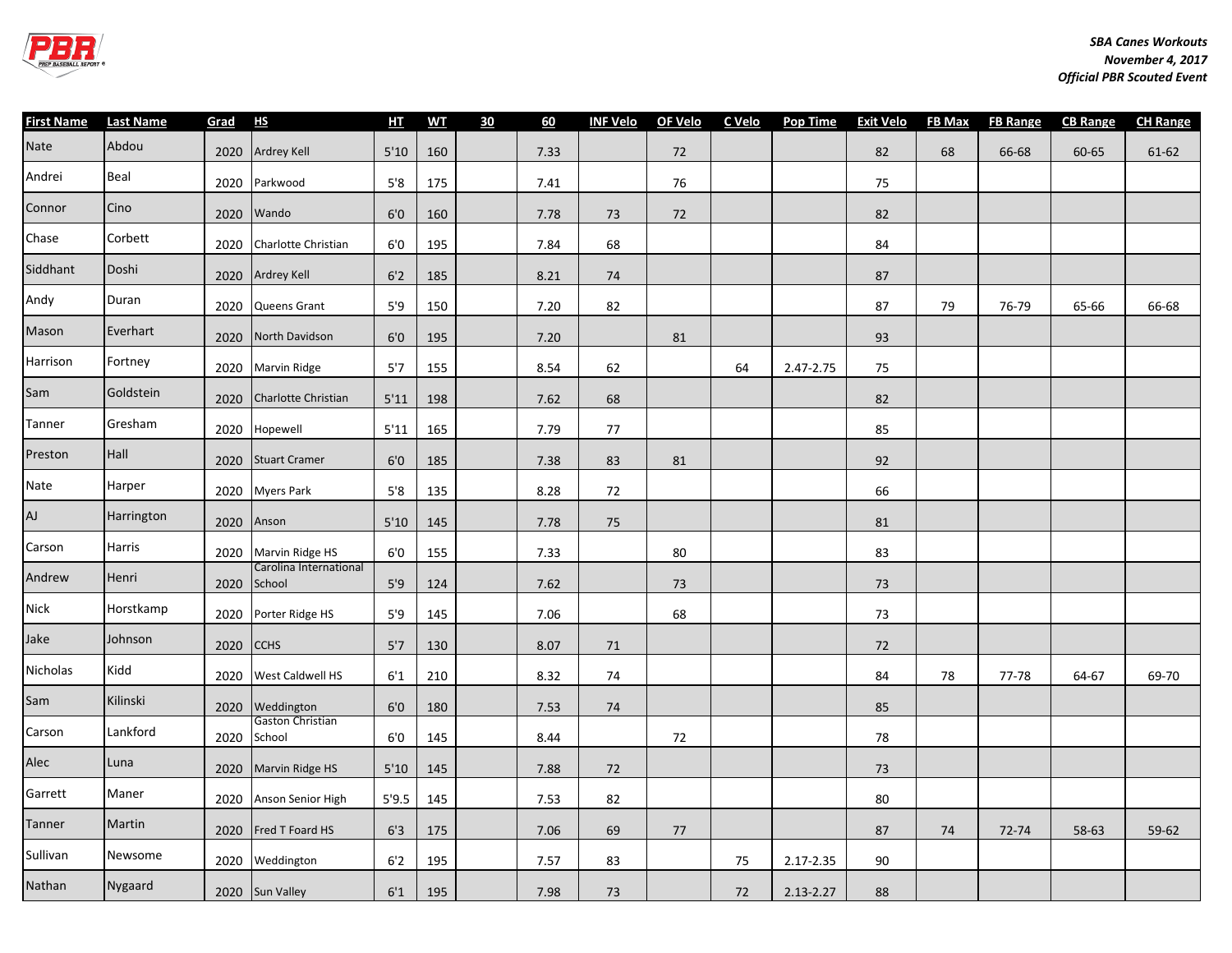*SBA Canes Workouts*
*November 4, 2017*
*Official PBR Scouted Event*

| First Name | Last Name | Grad | HS | HT | WT | 30 | 60 | INF Velo | OF Velo | C Velo | Pop Time | Exit Velo | FB Max | FB Range | CB Range | CH Range |
|---|---|---|---|---|---|---|---|---|---|---|---|---|---|---|---|---|
| Nate | Abdou | 2020 | Ardrey Kell | 5'10 | 160 | | 7.33 | | 72 | | | 82 | 68 | 66-68 | 60-65 | 61-62 |
| Andrei | Beal | 2020 | Parkwood | 5'8 | 175 | | 7.41 | | 76 | | | 75 | | | | |
| Connor | Cino | 2020 | Wando | 6'0 | 160 | | 7.78 | 73 | 72 | | | 82 | | | | |
| Chase | Corbett | 2020 | Charlotte Christian | 6'0 | 195 | | 7.84 | 68 | | | | 84 | | | | |
| Siddhant | Doshi | 2020 | Ardrey Kell | 6'2 | 185 | | 8.21 | 74 | | | | 87 | | | | |
| Andy | Duran | 2020 | Queens Grant | 5'9 | 150 | | 7.20 | 82 | | | | 87 | 79 | 76-79 | 65-66 | 66-68 |
| Mason | Everhart | 2020 | North Davidson | 6'0 | 195 | | 7.20 | | 81 | | | 93 | | | | |
| Harrison | Fortney | 2020 | Marvin Ridge | 5'7 | 155 | | 8.54 | 62 | | 64 | 2.47-2.75 | 75 | | | | |
| Sam | Goldstein | 2020 | Charlotte Christian | 5'11 | 198 | | 7.62 | 68 | | | | 82 | | | | |
| Tanner | Gresham | 2020 | Hopewell | 5'11 | 165 | | 7.79 | 77 | | | | 85 | | | | |
| Preston | Hall | 2020 | Stuart Cramer | 6'0 | 185 | | 7.38 | 83 | 81 | | | 92 | | | | |
| Nate | Harper | 2020 | Myers Park | 5'8 | 135 | | 8.28 | 72 | | | | 66 | | | | |
| AJ | Harrington | 2020 | Anson | 5'10 | 145 | | 7.78 | 75 | | | | 81 | | | | |
| Carson | Harris | 2020 | Marvin Ridge HS | 6'0 | 155 | | 7.33 | | 80 | | | 83 | | | | |
| Andrew | Henri | 2020 | Carolina International School | 5'9 | 124 | | 7.62 | | 73 | | | 73 | | | | |
| Nick | Horstkamp | 2020 | Porter Ridge HS | 5'9 | 145 | | 7.06 | | 68 | | | 73 | | | | |
| Jake | Johnson | 2020 | CCHS | 5'7 | 130 | | 8.07 | 71 | | | | 72 | | | | |
| Nicholas | Kidd | 2020 | West Caldwell HS | 6'1 | 210 | | 8.32 | 74 | | | | 84 | 78 | 77-78 | 64-67 | 69-70 |
| Sam | Kilinski | 2020 | Weddington | 6'0 | 180 | | 7.53 | 74 | | | | 85 | | | | |
| Carson | Lankford | 2020 | Gaston Christian School | 6'0 | 145 | | 8.44 | | 72 | | | 78 | | | | |
| Alec | Luna | 2020 | Marvin Ridge HS | 5'10 | 145 | | 7.88 | 72 | | | | 73 | | | | |
| Garrett | Maner | 2020 | Anson Senior High | 5'9.5 | 145 | | 7.53 | 82 | | | | 80 | | | | |
| Tanner | Martin | 2020 | Fred T Foard HS | 6'3 | 175 | | 7.06 | 69 | 77 | | | 87 | 74 | 72-74 | 58-63 | 59-62 |
| Sullivan | Newsome | 2020 | Weddington | 6'2 | 195 | | 7.57 | 83 | | 75 | 2.17-2.35 | 90 | | | | |
| Nathan | Nygaard | 2020 | Sun Valley | 6'1 | 195 | | 7.98 | 73 | | 72 | 2.13-2.27 | 88 | | | | |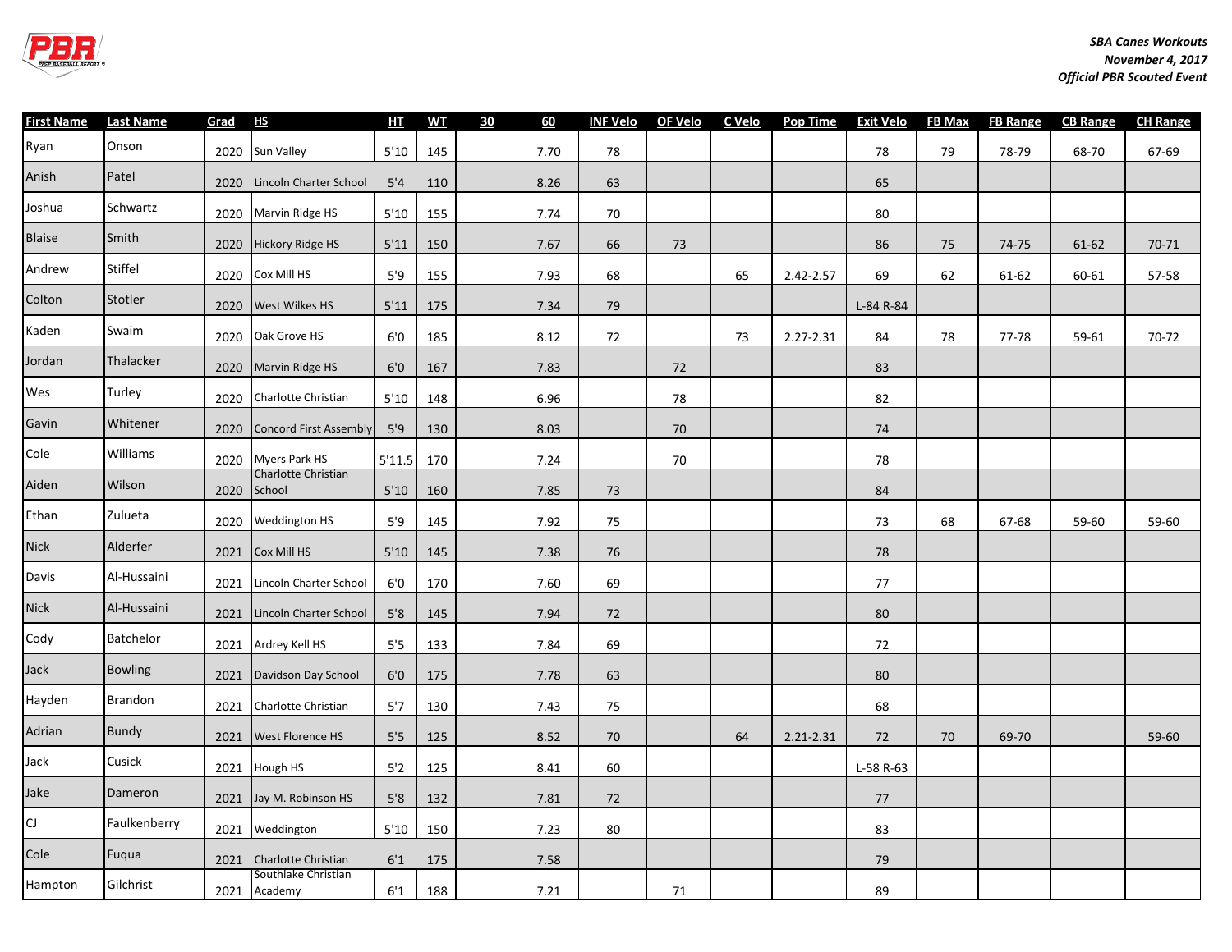*SBA Canes Workouts*
*November 4, 2017*
*Official PBR Scouted Event*

| First Name | Last Name | Grad | HS | HT | WT | 30 | 60 | INF Velo | OF Velo | C Velo | Pop Time | Exit Velo | FB Max | FB Range | CB Range | CH Range |
|---|---|---|---|---|---|---|---|---|---|---|---|---|---|---|---|---|
| Ryan | Onson | 2020 | Sun Valley | 5'10 | 145 | | 7.70 | 78 | | | | 78 | 79 | 78-79 | 68-70 | 67-69 |
| Anish | Patel | 2020 | Lincoln Charter School | 5'4 | 110 | | 8.26 | 63 | | | | 65 | | | | |
| Joshua | Schwartz | 2020 | Marvin Ridge HS | 5'10 | 155 | | 7.74 | 70 | | | | 80 | | | | |
| Blaise | Smith | 2020 | Hickory Ridge HS | 5'11 | 150 | | 7.67 | 66 | 73 | | | 86 | 75 | 74-75 | 61-62 | 70-71 |
| Andrew | Stiffel | 2020 | Cox Mill HS | 5'9 | 155 | | 7.93 | 68 | | 65 | 2.42-2.57 | 69 | 62 | 61-62 | 60-61 | 57-58 |
| Colton | Stotler | 2020 | West Wilkes HS | 5'11 | 175 | | 7.34 | 79 | | | | L-84 R-84 | | | | |
| Kaden | Swaim | 2020 | Oak Grove HS | 6'0 | 185 | | 8.12 | 72 | | 73 | 2.27-2.31 | 84 | 78 | 77-78 | 59-61 | 70-72 |
| Jordan | Thalacker | 2020 | Marvin Ridge HS | 6'0 | 167 | | 7.83 | | 72 | | | 83 | | | | |
| Wes | Turley | 2020 | Charlotte Christian | 5'10 | 148 | | 6.96 | | 78 | | | 82 | | | | |
| Gavin | Whitener | 2020 | Concord First Assembly | 5'9 | 130 | | 8.03 | | 70 | | | 74 | | | | |
| Cole | Williams | 2020 | Myers Park HS | 5'11.5 | 170 | | 7.24 | | 70 | | | 78 | | | | |
| Aiden | Wilson | 2020 | Charlotte Christian School | 5'10 | 160 | | 7.85 | 73 | | | | 84 | | | | |
| Ethan | Zulueta | 2020 | Weddington HS | 5'9 | 145 | | 7.92 | 75 | | | | 73 | 68 | 67-68 | 59-60 | 59-60 |
| Nick | Alderfer | 2021 | Cox Mill HS | 5'10 | 145 | | 7.38 | 76 | | | | 78 | | | | |
| Davis | Al-Hussaini | 2021 | Lincoln Charter School | 6'0 | 170 | | 7.60 | 69 | | | | 77 | | | | |
| Nick | Al-Hussaini | 2021 | Lincoln Charter School | 5'8 | 145 | | 7.94 | 72 | | | | 80 | | | | |
| Cody | Batchelor | 2021 | Ardrey Kell HS | 5'5 | 133 | | 7.84 | 69 | | | | 72 | | | | |
| Jack | Bowling | 2021 | Davidson Day School | 6'0 | 175 | | 7.78 | 63 | | | | 80 | | | | |
| Hayden | Brandon | 2021 | Charlotte Christian | 5'7 | 130 | | 7.43 | 75 | | | | 68 | | | | |
| Adrian | Bundy | 2021 | West Florence HS | 5'5 | 125 | | 8.52 | 70 | | 64 | 2.21-2.31 | 72 | 70 | 69-70 | | 59-60 |
| Jack | Cusick | 2021 | Hough HS | 5'2 | 125 | | 8.41 | 60 | | | | L-58 R-63 | | | | |
| Jake | Dameron | 2021 | Jay M. Robinson HS | 5'8 | 132 | | 7.81 | 72 | | | | 77 | | | | |
| CJ | Faulkenberry | 2021 | Weddington | 5'10 | 150 | | 7.23 | 80 | | | | 83 | | | | |
| Cole | Fuqua | 2021 | Charlotte Christian | 6'1 | 175 | | 7.58 | | | | | 79 | | | | |
| Hampton | Gilchrist | 2021 | Southlake Christian Academy | 6'1 | 188 | | 7.21 | | 71 | | | 89 | | | | |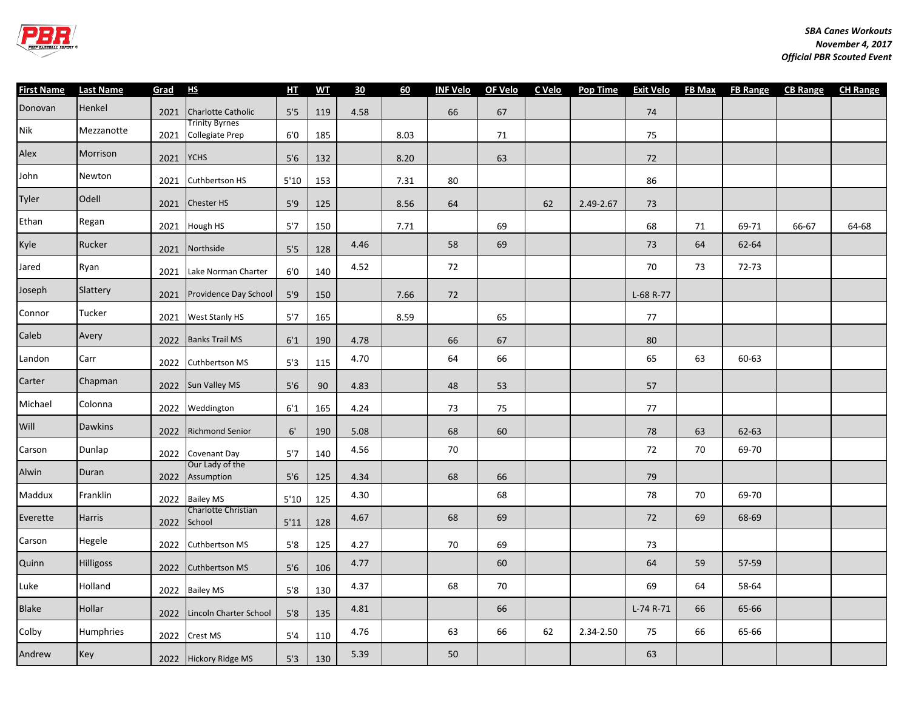*SBA Canes Workouts*
*November 4, 2017*
*Official PBR Scouted Event*

| First Name | Last Name | Grad | HS | HT | WT | 30 | 60 | INF Velo | OF Velo | C Velo | Pop Time | Exit Velo | FB Max | FB Range | CB Range | CH Range |
|---|---|---|---|---|---|---|---|---|---|---|---|---|---|---|---|---|
| Donovan | Henkel | 2021 | Charlotte Catholic | 5'5 | 119 | 4.58 | | 66 | 67 | | | 74 | | | | |
| Nik | Mezzanotte | 2021 | Trinity Byrnes Collegiate Prep | 6'0 | 185 | | 8.03 | | 71 | | | 75 | | | | |
| Alex | Morrison | 2021 | YCHS | 5'6 | 132 | | 8.20 | | 63 | | | 72 | | | | |
| John | Newton | 2021 | Cuthbertson HS | 5'10 | 153 | | 7.31 | 80 | | | | 86 | | | | |
| Tyler | Odell | 2021 | Chester HS | 5'9 | 125 | | 8.56 | 64 | | 62 | 2.49-2.67 | 73 | | | | |
| Ethan | Regan | 2021 | Hough HS | 5'7 | 150 | | 7.71 | | 69 | | | 68 | 71 | 69-71 | 66-67 | 64-68 |
| Kyle | Rucker | 2021 | Northside | 5'5 | 128 | 4.46 | | 58 | 69 | | | 73 | 64 | 62-64 | | |
| Jared | Ryan | 2021 | Lake Norman Charter | 6'0 | 140 | 4.52 | | 72 | | | | 70 | 73 | 72-73 | | |
| Joseph | Slattery | 2021 | Providence Day School | 5'9 | 150 | | 7.66 | 72 | | | | L-68 R-77 | | | | |
| Connor | Tucker | 2021 | West Stanly HS | 5'7 | 165 | | 8.59 | | 65 | | | 77 | | | | |
| Caleb | Avery | 2022 | Banks Trail MS | 6'1 | 190 | 4.78 | | 66 | 67 | | | 80 | | | | |
| Landon | Carr | 2022 | Cuthbertson MS | 5'3 | 115 | 4.70 | | 64 | 66 | | | 65 | 63 | 60-63 | | |
| Carter | Chapman | 2022 | Sun Valley MS | 5'6 | 90 | 4.83 | | 48 | 53 | | | 57 | | | | |
| Michael | Colonna | 2022 | Weddington | 6'1 | 165 | 4.24 | | 73 | 75 | | | 77 | | | | |
| Will | Dawkins | 2022 | Richmond Senior | 6' | 190 | 5.08 | | 68 | 60 | | | 78 | 63 | 62-63 | | |
| Carson | Dunlap | 2022 | Covenant Day | 5'7 | 140 | 4.56 | | 70 | | | | 72 | 70 | 69-70 | | |
| Alwin | Duran | 2022 | Our Lady of the Assumption | 5'6 | 125 | 4.34 | | 68 | 66 | | | 79 | | | | |
| Maddux | Franklin | 2022 | Bailey MS | 5'10 | 125 | 4.30 | | | 68 | | | 78 | 70 | 69-70 | | |
| Everette | Harris | 2022 | Charlotte Christian School | 5'11 | 128 | 4.67 | | 68 | 69 | | | 72 | 69 | 68-69 | | |
| Carson | Hegele | 2022 | Cuthbertson MS | 5'8 | 125 | 4.27 | | 70 | 69 | | | 73 | | | | |
| Quinn | Hilligoss | 2022 | Cuthbertson MS | 5'6 | 106 | 4.77 | | | 60 | | | 64 | 59 | 57-59 | | |
| Luke | Holland | 2022 | Bailey MS | 5'8 | 130 | 4.37 | | 68 | 70 | | | 69 | 64 | 58-64 | | |
| Blake | Hollar | 2022 | Lincoln Charter School | 5'8 | 135 | 4.81 | | | 66 | | | L-74 R-71 | 66 | 65-66 | | |
| Colby | Humphries | 2022 | Crest MS | 5'4 | 110 | 4.76 | | 63 | 66 | 62 | 2.34-2.50 | 75 | 66 | 65-66 | | |
| Andrew | Key | 2022 | Hickory Ridge MS | 5'3 | 130 | 5.39 | | 50 | | | | 63 | | | | |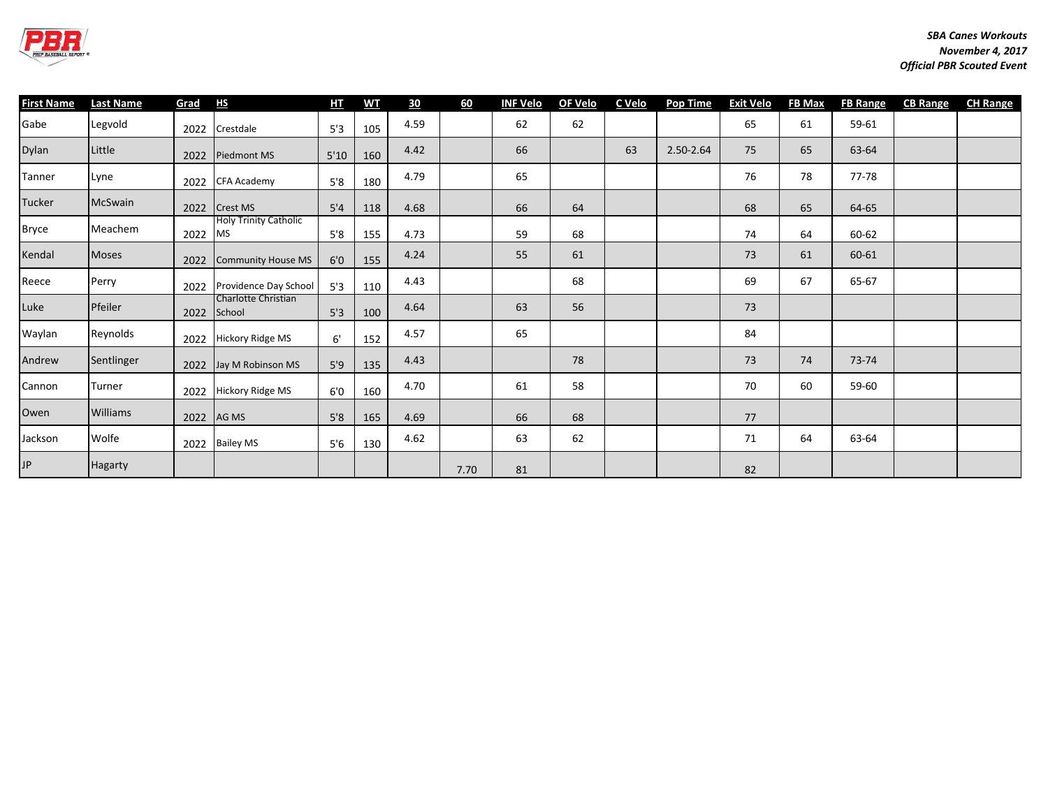*SBA Canes Workouts*
*November 4, 2017*
*Official PBR Scouted Event*

| First Name | Last Name | Grad | HS | HT | WT | 30 | 60 | INF Velo | OF Velo | C Velo | Pop Time | Exit Velo | FB Max | FB Range | CB Range | CH Range |
|---|---|---|---|---|---|---|---|---|---|---|---|---|---|---|---|---|
| Gabe | Legvold | 2022 | Crestdale | 5'3 | 105 | 4.59 | | 62 | 62 | | | 65 | 61 | 59-61 | | |
| Dylan | Little | 2022 | Piedmont MS | 5'10 | 160 | 4.42 | | 66 | | 63 | 2.50-2.64 | 75 | 65 | 63-64 | | |
| Tanner | Lyne | 2022 | CFA Academy | 5'8 | 180 | 4.79 | | 65 | | | | 76 | 78 | 77-78 | | |
| Tucker | McSwain | 2022 | Crest MS | 5'4 | 118 | 4.68 | | 66 | 64 | | | 68 | 65 | 64-65 | | |
| Bryce | Meachem | 2022 | Holy Trinity Catholic MS | 5'8 | 155 | 4.73 | | 59 | 68 | | | 74 | 64 | 60-62 | | |
| Kendal | Moses | 2022 | Community House MS | 6'0 | 155 | 4.24 | | 55 | 61 | | | 73 | 61 | 60-61 | | |
| Reece | Perry | 2022 | Providence Day School | 5'3 | 110 | 4.43 | | | 68 | | | 69 | 67 | 65-67 | | |
| Luke | Pfeiler | 2022 | Charlotte Christian School | 5'3 | 100 | 4.64 | | 63 | 56 | | | 73 | | | | |
| Waylan | Reynolds | 2022 | Hickory Ridge MS | 6' | 152 | 4.57 | | 65 | | | | 84 | | | | |
| Andrew | Sentlinger | 2022 | Jay M Robinson MS | 5'9 | 135 | 4.43 | | | 78 | | | 73 | 74 | 73-74 | | |
| Cannon | Turner | 2022 | Hickory Ridge MS | 6'0 | 160 | 4.70 | | 61 | 58 | | | 70 | 60 | 59-60 | | |
| Owen | Williams | 2022 | AG MS | 5'8 | 165 | 4.69 | | 66 | 68 | | | 77 | | | | |
| Jackson | Wolfe | 2022 | Bailey MS | 5'6 | 130 | 4.62 | | 63 | 62 | | | 71 | 64 | 63-64 | | |
| JP | Hagarty | | | | | | 7.70 | 81 | | | | 82 | | | | |